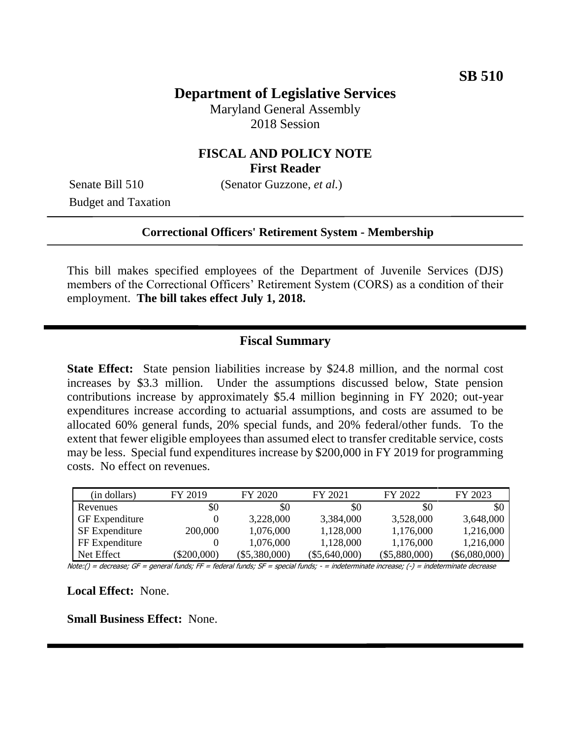**SB 510**

# Department of Legislative Services

Maryland General Assembly
2018 Session

## FISCAL AND POLICY NOTE
**First Reader**

Senate Bill 510 (Senator Guzzone, *et al.*)
Budget and Taxation

---

**Correctional Officers' Retirement System - Membership**

---

This bill makes specified employees of the Department of Juvenile Services (DJS) members of the Correctional Officers' Retirement System (CORS) as a condition of their employment. **The bill takes effect July 1, 2018.**

---

## Fiscal Summary

**State Effect:** State pension liabilities increase by $24.8 million, and the normal cost increases by $3.3 million. Under the assumptions discussed below, State pension contributions increase by approximately $5.4 million beginning in FY 2020; out-year expenditures increase according to actuarial assumptions, and costs are assumed to be allocated 60% general funds, 20% special funds, and 20% federal/other funds. To the extent that fewer eligible employees than assumed elect to transfer creditable service, costs may be less. Special fund expenditures increase by $200,000 in FY 2019 for programming costs. No effect on revenues.

| (in dollars) | FY 2019 | FY 2020 | FY 2021 | FY 2022 | FY 2023 |
|---|---|---|---|---|---|
| Revenues | $0 | $0 | $0 | $0 | $0 |
| GF Expenditure | 0 | 3,228,000 | 3,384,000 | 3,528,000 | 3,648,000 |
| SF Expenditure | 200,000 | 1,076,000 | 1,128,000 | 1,176,000 | 1,216,000 |
| FF Expenditure | 0 | 1,076,000 | 1,128,000 | 1,176,000 | 1,216,000 |
| Net Effect | ($200,000) | ($5,380,000) | ($5,640,000) | ($5,880,000) | ($6,080,000) |

Note:() = decrease; GF = general funds; FF = federal funds; SF = special funds; - = indeterminate increase; (-) = indeterminate decrease

**Local Effect:** None.

**Small Business Effect:** None.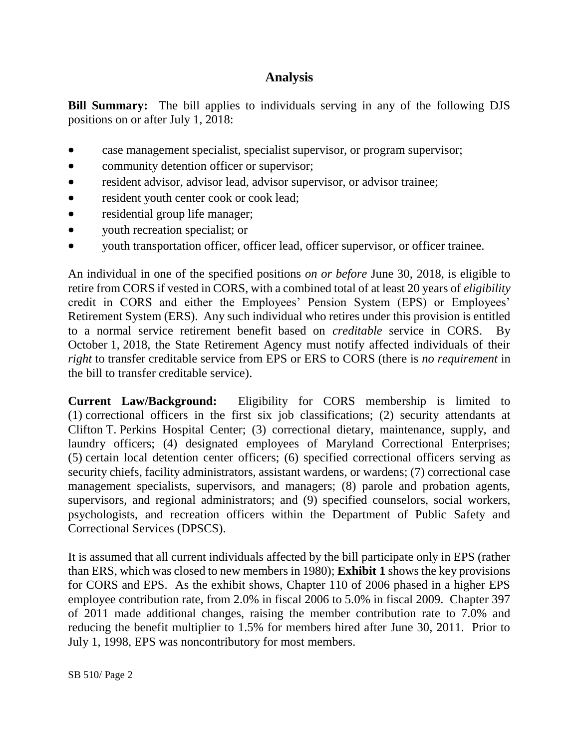## Analysis

**Bill Summary:** The bill applies to individuals serving in any of the following DJS positions on or after July 1, 2018:

- case management specialist, specialist supervisor, or program supervisor;
- community detention officer or supervisor;
- resident advisor, advisor lead, advisor supervisor, or advisor trainee;
- resident youth center cook or cook lead;
- residential group life manager;
- youth recreation specialist; or
- youth transportation officer, officer lead, officer supervisor, or officer trainee.

An individual in one of the specified positions *on or before* June 30, 2018, is eligible to retire from CORS if vested in CORS, with a combined total of at least 20 years of *eligibility* credit in CORS and either the Employees' Pension System (EPS) or Employees' Retirement System (ERS). Any such individual who retires under this provision is entitled to a normal service retirement benefit based on *creditable* service in CORS. By October 1, 2018, the State Retirement Agency must notify affected individuals of their *right* to transfer creditable service from EPS or ERS to CORS (there is *no requirement* in the bill to transfer creditable service).

**Current Law/Background:** Eligibility for CORS membership is limited to (1) correctional officers in the first six job classifications; (2) security attendants at Clifton T. Perkins Hospital Center; (3) correctional dietary, maintenance, supply, and laundry officers; (4) designated employees of Maryland Correctional Enterprises; (5) certain local detention center officers; (6) specified correctional officers serving as security chiefs, facility administrators, assistant wardens, or wardens; (7) correctional case management specialists, supervisors, and managers; (8) parole and probation agents, supervisors, and regional administrators; and (9) specified counselors, social workers, psychologists, and recreation officers within the Department of Public Safety and Correctional Services (DPSCS).

It is assumed that all current individuals affected by the bill participate only in EPS (rather than ERS, which was closed to new members in 1980); **Exhibit 1** shows the key provisions for CORS and EPS. As the exhibit shows, Chapter 110 of 2006 phased in a higher EPS employee contribution rate, from 2.0% in fiscal 2006 to 5.0% in fiscal 2009. Chapter 397 of 2011 made additional changes, raising the member contribution rate to 7.0% and reducing the benefit multiplier to 1.5% for members hired after June 30, 2011. Prior to July 1, 1998, EPS was noncontributory for most members.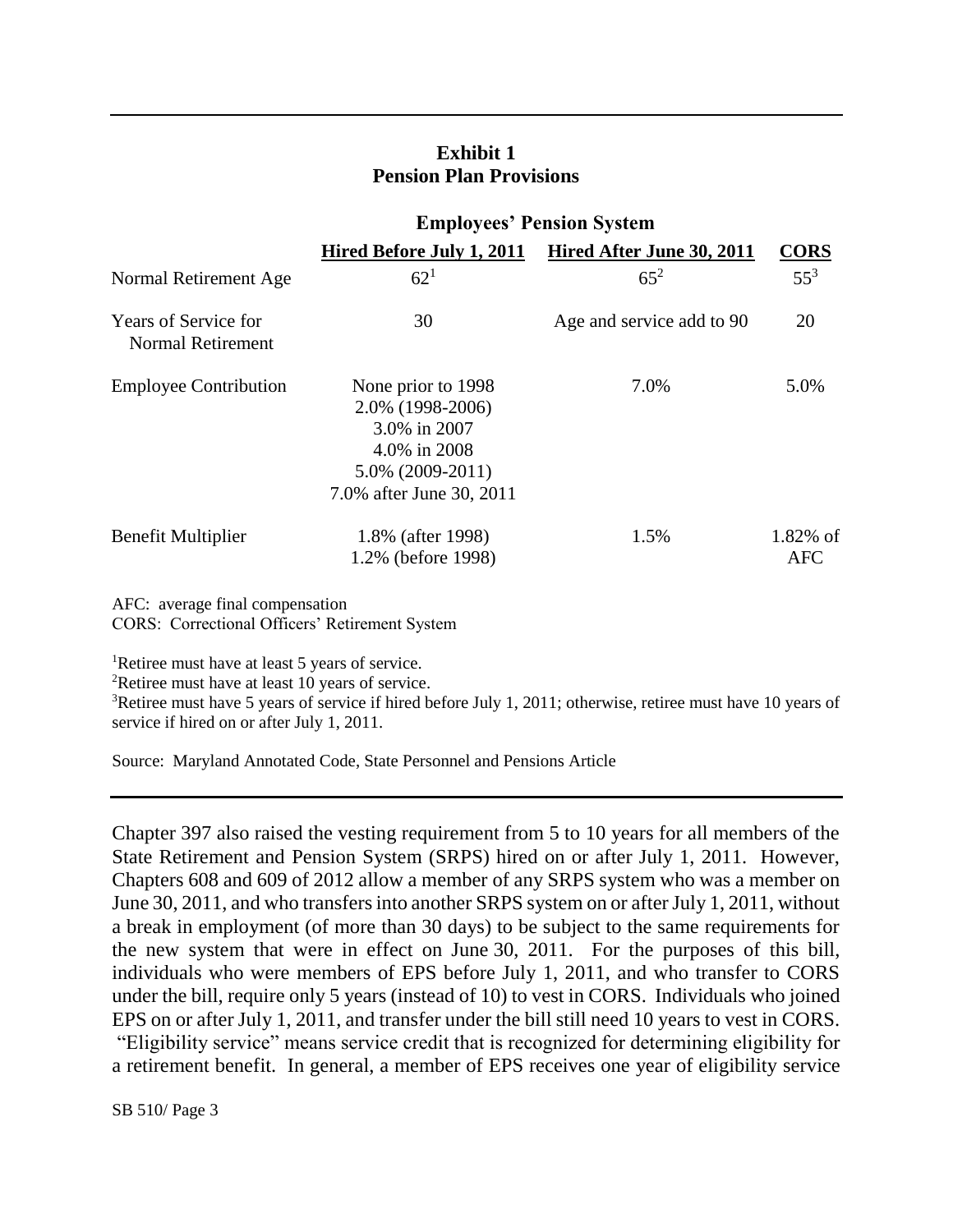## Exhibit 1
## Pension Plan Provisions

| | Employees' Pension System | | |
|---|---|---|---|
| | **Hired Before July 1, 2011** | **Hired After June 30, 2011** | **CORS** |
| Normal Retirement Age | 62[1] | 65[2] | 55[3] |
| Years of Service for Normal Retirement | 30 | Age and service add to 90 | 20 |
| Employee Contribution | None prior to 1998<br>2.0% (1998-2006)<br>3.0% in 2007<br>4.0% in 2008<br>5.0% (2009-2011)<br>7.0% after June 30, 2011 | 7.0% | 5.0% |
| Benefit Multiplier | 1.8% (after 1998)<br>1.2% (before 1998) | 1.5% | 1.82% of AFC |

AFC: average final compensation
CORS: Correctional Officers' Retirement System

[1]Retiree must have at least 5 years of service.
[2]Retiree must have at least 10 years of service.
[3]Retiree must have 5 years of service if hired before July 1, 2011; otherwise, retiree must have 10 years of service if hired on or after July 1, 2011.

Source: Maryland Annotated Code, State Personnel and Pensions Article

Chapter 397 also raised the vesting requirement from 5 to 10 years for all members of the State Retirement and Pension System (SRPS) hired on or after July 1, 2011. However, Chapters 608 and 609 of 2012 allow a member of any SRPS system who was a member on June 30, 2011, and who transfers into another SRPS system on or after July 1, 2011, without a break in employment (of more than 30 days) to be subject to the same requirements for the new system that were in effect on June 30, 2011. For the purposes of this bill, individuals who were members of EPS before July 1, 2011, and who transfer to CORS under the bill, require only 5 years (instead of 10) to vest in CORS. Individuals who joined EPS on or after July 1, 2011, and transfer under the bill still need 10 years to vest in CORS. "Eligibility service" means service credit that is recognized for determining eligibility for a retirement benefit. In general, a member of EPS receives one year of eligibility service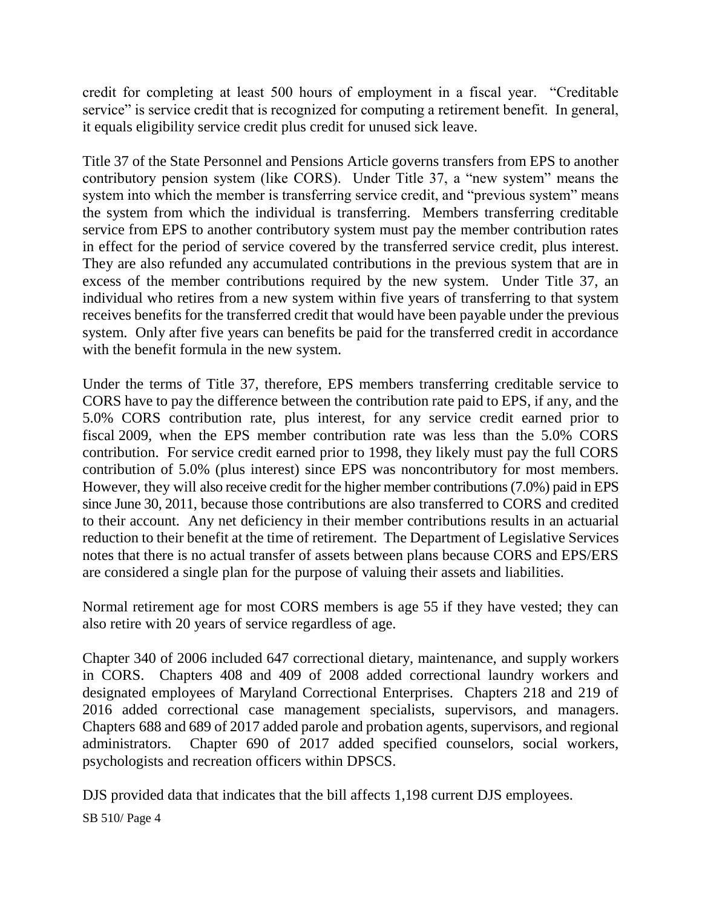credit for completing at least 500 hours of employment in a fiscal year. "Creditable service" is service credit that is recognized for computing a retirement benefit. In general, it equals eligibility service credit plus credit for unused sick leave.

Title 37 of the State Personnel and Pensions Article governs transfers from EPS to another contributory pension system (like CORS). Under Title 37, a "new system" means the system into which the member is transferring service credit, and "previous system" means the system from which the individual is transferring. Members transferring creditable service from EPS to another contributory system must pay the member contribution rates in effect for the period of service covered by the transferred service credit, plus interest. They are also refunded any accumulated contributions in the previous system that are in excess of the member contributions required by the new system. Under Title 37, an individual who retires from a new system within five years of transferring to that system receives benefits for the transferred credit that would have been payable under the previous system. Only after five years can benefits be paid for the transferred credit in accordance with the benefit formula in the new system.

Under the terms of Title 37, therefore, EPS members transferring creditable service to CORS have to pay the difference between the contribution rate paid to EPS, if any, and the 5.0% CORS contribution rate, plus interest, for any service credit earned prior to fiscal 2009, when the EPS member contribution rate was less than the 5.0% CORS contribution. For service credit earned prior to 1998, they likely must pay the full CORS contribution of 5.0% (plus interest) since EPS was noncontributory for most members. However, they will also receive credit for the higher member contributions (7.0%) paid in EPS since June 30, 2011, because those contributions are also transferred to CORS and credited to their account. Any net deficiency in their member contributions results in an actuarial reduction to their benefit at the time of retirement. The Department of Legislative Services notes that there is no actual transfer of assets between plans because CORS and EPS/ERS are considered a single plan for the purpose of valuing their assets and liabilities.

Normal retirement age for most CORS members is age 55 if they have vested; they can also retire with 20 years of service regardless of age.

Chapter 340 of 2006 included 647 correctional dietary, maintenance, and supply workers in CORS. Chapters 408 and 409 of 2008 added correctional laundry workers and designated employees of Maryland Correctional Enterprises. Chapters 218 and 219 of 2016 added correctional case management specialists, supervisors, and managers. Chapters 688 and 689 of 2017 added parole and probation agents, supervisors, and regional administrators. Chapter 690 of 2017 added specified counselors, social workers, psychologists and recreation officers within DPSCS.

DJS provided data that indicates that the bill affects 1,198 current DJS employees.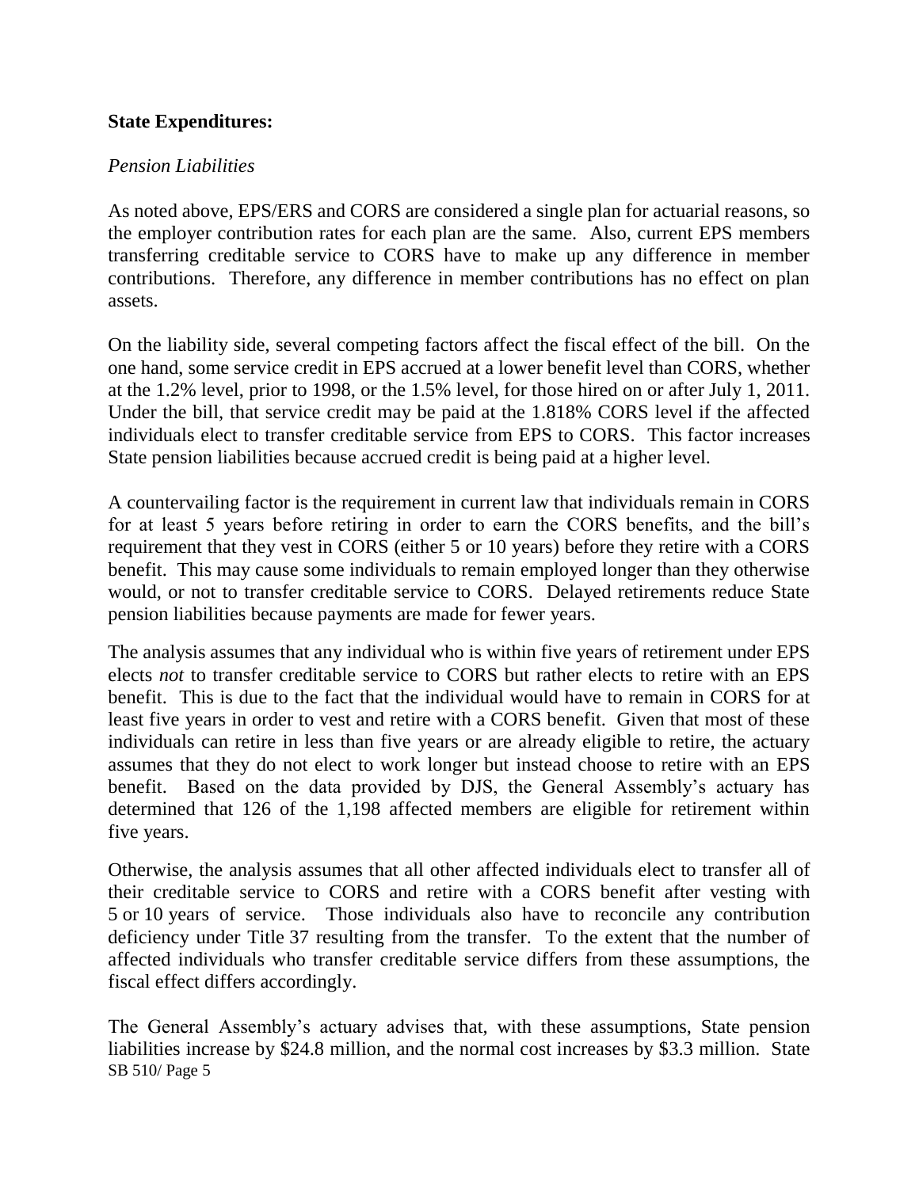**State Expenditures:**

*Pension Liabilities*

As noted above, EPS/ERS and CORS are considered a single plan for actuarial reasons, so the employer contribution rates for each plan are the same. Also, current EPS members transferring creditable service to CORS have to make up any difference in member contributions. Therefore, any difference in member contributions has no effect on plan assets.

On the liability side, several competing factors affect the fiscal effect of the bill. On the one hand, some service credit in EPS accrued at a lower benefit level than CORS, whether at the 1.2% level, prior to 1998, or the 1.5% level, for those hired on or after July 1, 2011. Under the bill, that service credit may be paid at the 1.818% CORS level if the affected individuals elect to transfer creditable service from EPS to CORS. This factor increases State pension liabilities because accrued credit is being paid at a higher level.

A countervailing factor is the requirement in current law that individuals remain in CORS for at least 5 years before retiring in order to earn the CORS benefits, and the bill's requirement that they vest in CORS (either 5 or 10 years) before they retire with a CORS benefit. This may cause some individuals to remain employed longer than they otherwise would, or not to transfer creditable service to CORS. Delayed retirements reduce State pension liabilities because payments are made for fewer years.

The analysis assumes that any individual who is within five years of retirement under EPS elects *not* to transfer creditable service to CORS but rather elects to retire with an EPS benefit. This is due to the fact that the individual would have to remain in CORS for at least five years in order to vest and retire with a CORS benefit. Given that most of these individuals can retire in less than five years or are already eligible to retire, the actuary assumes that they do not elect to work longer but instead choose to retire with an EPS benefit. Based on the data provided by DJS, the General Assembly's actuary has determined that 126 of the 1,198 affected members are eligible for retirement within five years.

Otherwise, the analysis assumes that all other affected individuals elect to transfer all of their creditable service to CORS and retire with a CORS benefit after vesting with 5 or 10 years of service. Those individuals also have to reconcile any contribution deficiency under Title 37 resulting from the transfer. To the extent that the number of affected individuals who transfer creditable service differs from these assumptions, the fiscal effect differs accordingly.

The General Assembly's actuary advises that, with these assumptions, State pension liabilities increase by $24.8 million, and the normal cost increases by $3.3 million. State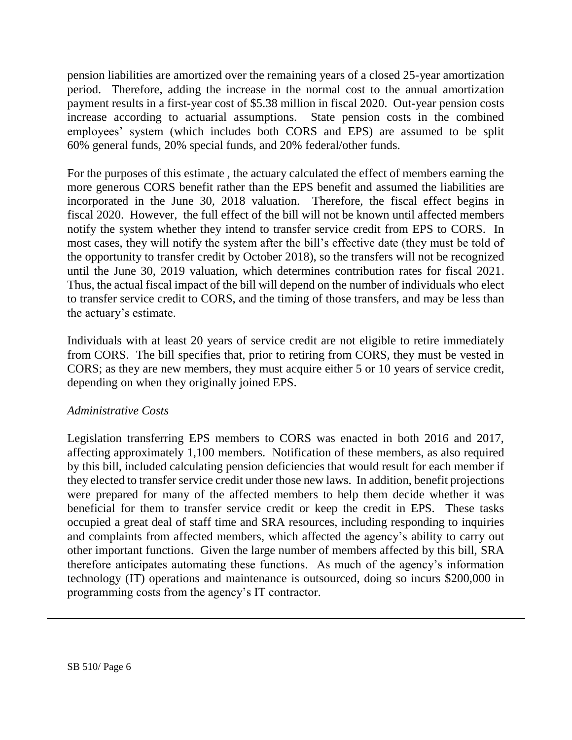pension liabilities are amortized over the remaining years of a closed 25-year amortization period. Therefore, adding the increase in the normal cost to the annual amortization payment results in a first-year cost of $5.38 million in fiscal 2020. Out-year pension costs increase according to actuarial assumptions. State pension costs in the combined employees' system (which includes both CORS and EPS) are assumed to be split 60% general funds, 20% special funds, and 20% federal/other funds.

For the purposes of this estimate , the actuary calculated the effect of members earning the more generous CORS benefit rather than the EPS benefit and assumed the liabilities are incorporated in the June 30, 2018 valuation. Therefore, the fiscal effect begins in fiscal 2020. However, the full effect of the bill will not be known until affected members notify the system whether they intend to transfer service credit from EPS to CORS. In most cases, they will notify the system after the bill's effective date (they must be told of the opportunity to transfer credit by October 2018), so the transfers will not be recognized until the June 30, 2019 valuation, which determines contribution rates for fiscal 2021. Thus, the actual fiscal impact of the bill will depend on the number of individuals who elect to transfer service credit to CORS, and the timing of those transfers, and may be less than the actuary's estimate.

Individuals with at least 20 years of service credit are not eligible to retire immediately from CORS. The bill specifies that, prior to retiring from CORS, they must be vested in CORS; as they are new members, they must acquire either 5 or 10 years of service credit, depending on when they originally joined EPS.

*Administrative Costs*

Legislation transferring EPS members to CORS was enacted in both 2016 and 2017, affecting approximately 1,100 members. Notification of these members, as also required by this bill, included calculating pension deficiencies that would result for each member if they elected to transfer service credit under those new laws. In addition, benefit projections were prepared for many of the affected members to help them decide whether it was beneficial for them to transfer service credit or keep the credit in EPS. These tasks occupied a great deal of staff time and SRA resources, including responding to inquiries and complaints from affected members, which affected the agency's ability to carry out other important functions. Given the large number of members affected by this bill, SRA therefore anticipates automating these functions. As much of the agency's information technology (IT) operations and maintenance is outsourced, doing so incurs $200,000 in programming costs from the agency's IT contractor.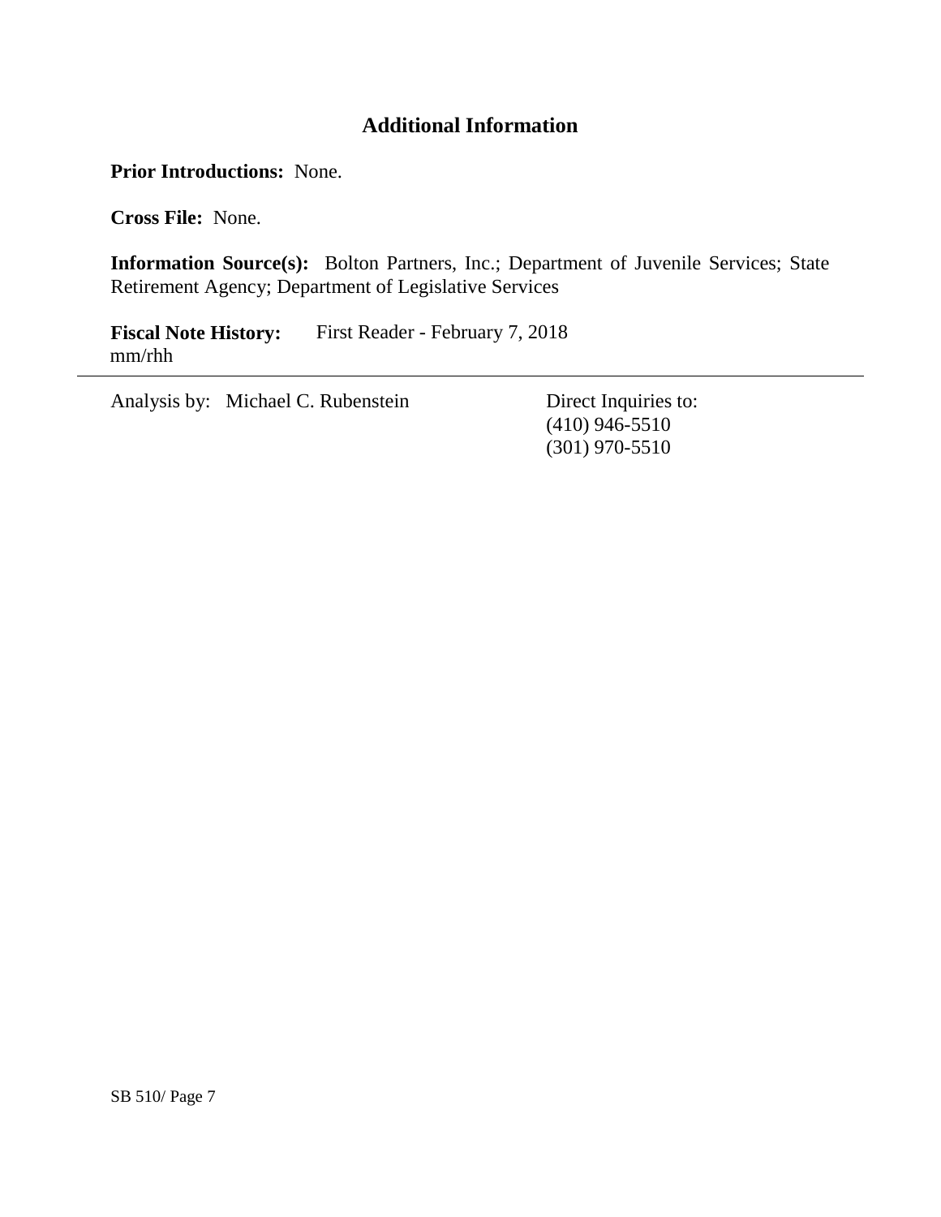## Additional Information

**Prior Introductions:** None.

**Cross File:** None.

**Information Source(s):** Bolton Partners, Inc.; Department of Juvenile Services; State Retirement Agency; Department of Legislative Services

**Fiscal Note History:** First Reader - February 7, 2018
mm/rhh

---

Analysis by: Michael C. Rubenstein

Direct Inquiries to:
(410) 946-5510
(301) 970-5510